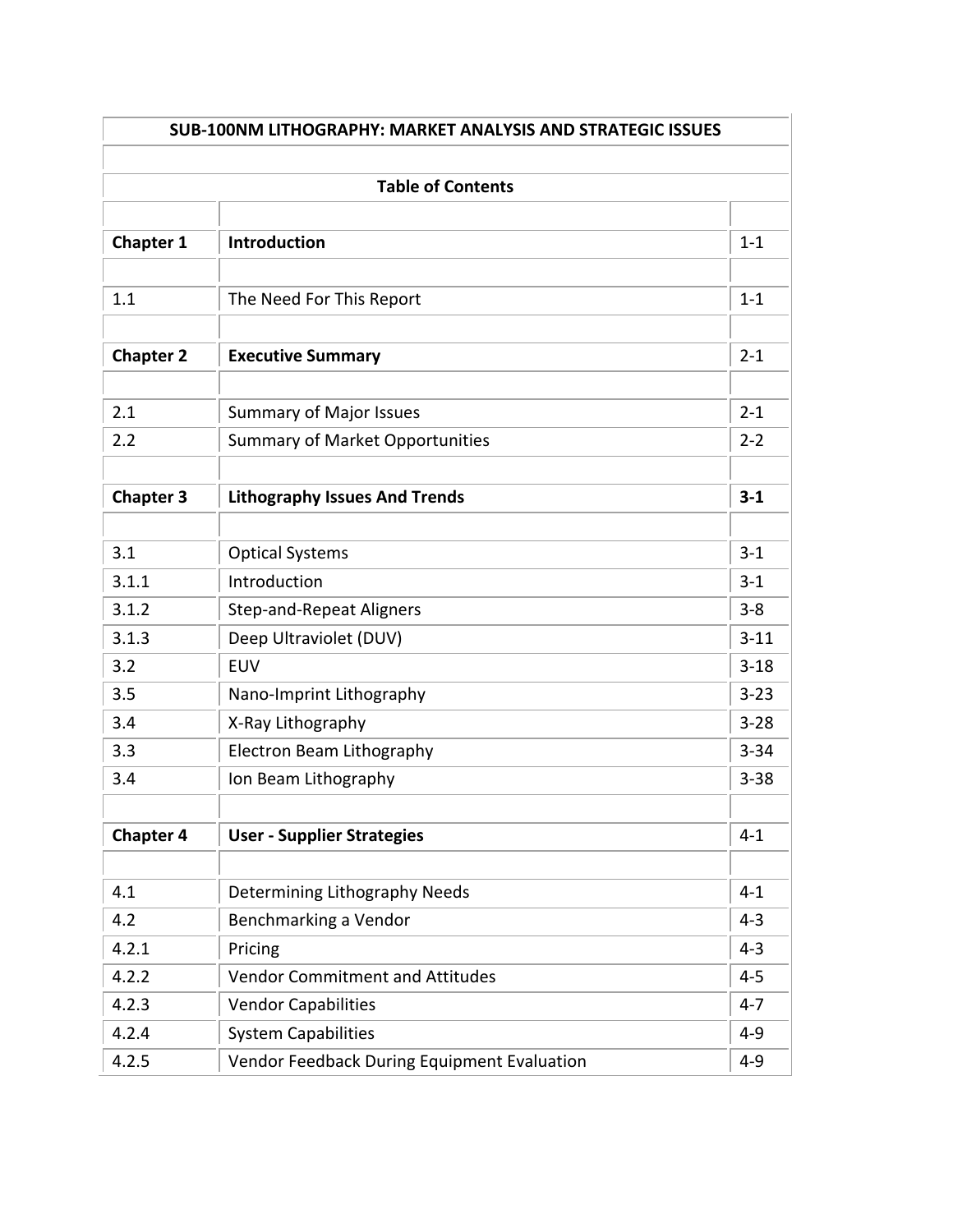# SUB-100NM LITHOGRAPHY: MARKET ANALYSIS AND STRATEGIC ISSUES

## Table of Contents

| | | |
|---|---|---|
| **Chapter 1** | **Introduction** | 1-1 |
| | | |
| 1.1 | The Need For This Report | 1-1 |
| | | |
| **Chapter 2** | **Executive Summary** | 2-1 |
| | | |
| 2.1 | Summary of Major Issues | 2-1 |
| 2.2 | Summary of Market Opportunities | 2-2 |
| | | |
| **Chapter 3** | **Lithography Issues And Trends** | **3-1** |
| | | |
| 3.1 | Optical Systems | 3-1 |
| 3.1.1 | Introduction | 3-1 |
| 3.1.2 | Step-and-Repeat Aligners | 3-8 |
| 3.1.3 | Deep Ultraviolet (DUV) | 3-11 |
| 3.2 | EUV | 3-18 |
| 3.5 | Nano-Imprint Lithography | 3-23 |
| 3.4 | X-Ray Lithography | 3-28 |
| 3.3 | Electron Beam Lithography | 3-34 |
| 3.4 | Ion Beam Lithography | 3-38 |
| | | |
| **Chapter 4** | **User - Supplier Strategies** | 4-1 |
| | | |
| 4.1 | Determining Lithography Needs | 4-1 |
| 4.2 | Benchmarking a Vendor | 4-3 |
| 4.2.1 | Pricing | 4-3 |
| 4.2.2 | Vendor Commitment and Attitudes | 4-5 |
| 4.2.3 | Vendor Capabilities | 4-7 |
| 4.2.4 | System Capabilities | 4-9 |
| 4.2.5 | Vendor Feedback During Equipment Evaluation | 4-9 |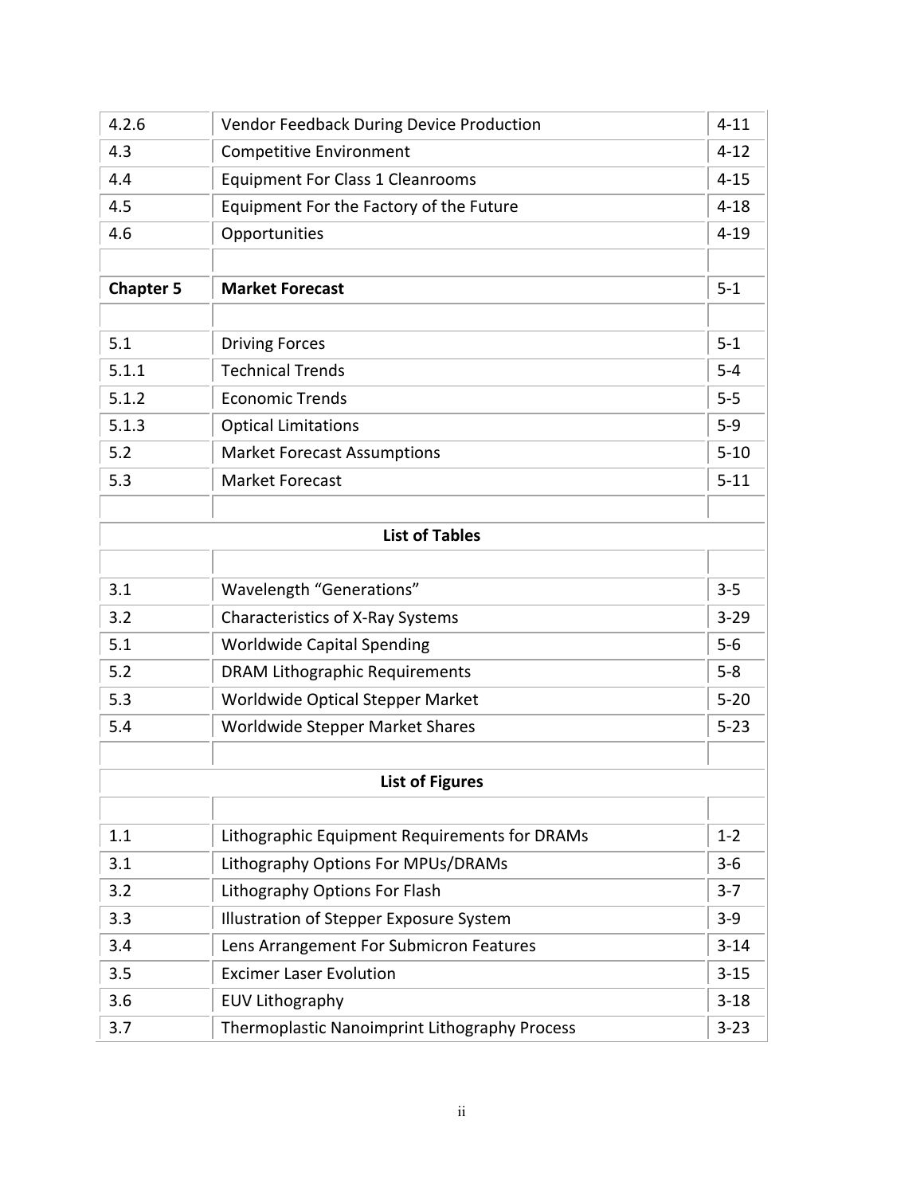| | | |
|---|---|---|
| 4.2.6 | Vendor Feedback During Device Production | 4-11 |
| 4.3 | Competitive Environment | 4-12 |
| 4.4 | Equipment For Class 1 Cleanrooms | 4-15 |
| 4.5 | Equipment For the Factory of the Future | 4-18 |
| 4.6 | Opportunities | 4-19 |
| | | |
| **Chapter 5** | **Market Forecast** | 5-1 |
| | | |
| 5.1 | Driving Forces | 5-1 |
| 5.1.1 | Technical Trends | 5-4 |
| 5.1.2 | Economic Trends | 5-5 |
| 5.1.3 | Optical Limitations | 5-9 |
| 5.2 | Market Forecast Assumptions | 5-10 |
| 5.3 | Market Forecast | 5-11 |
| | | |
| | **List of Tables** | |
| | | |
| 3.1 | Wavelength "Generations" | 3-5 |
| 3.2 | Characteristics of X-Ray Systems | 3-29 |
| 5.1 | Worldwide Capital Spending | 5-6 |
| 5.2 | DRAM Lithographic Requirements | 5-8 |
| 5.3 | Worldwide Optical Stepper Market | 5-20 |
| 5.4 | Worldwide Stepper Market Shares | 5-23 |
| | | |
| | **List of Figures** | |
| | | |
| 1.1 | Lithographic Equipment Requirements for DRAMs | 1-2 |
| 3.1 | Lithography Options For MPUs/DRAMs | 3-6 |
| 3.2 | Lithography Options For Flash | 3-7 |
| 3.3 | Illustration of Stepper Exposure System | 3-9 |
| 3.4 | Lens Arrangement For Submicron Features | 3-14 |
| 3.5 | Excimer Laser Evolution | 3-15 |
| 3.6 | EUV Lithography | 3-18 |
| 3.7 | Thermoplastic Nanoimprint Lithography Process | 3-23 |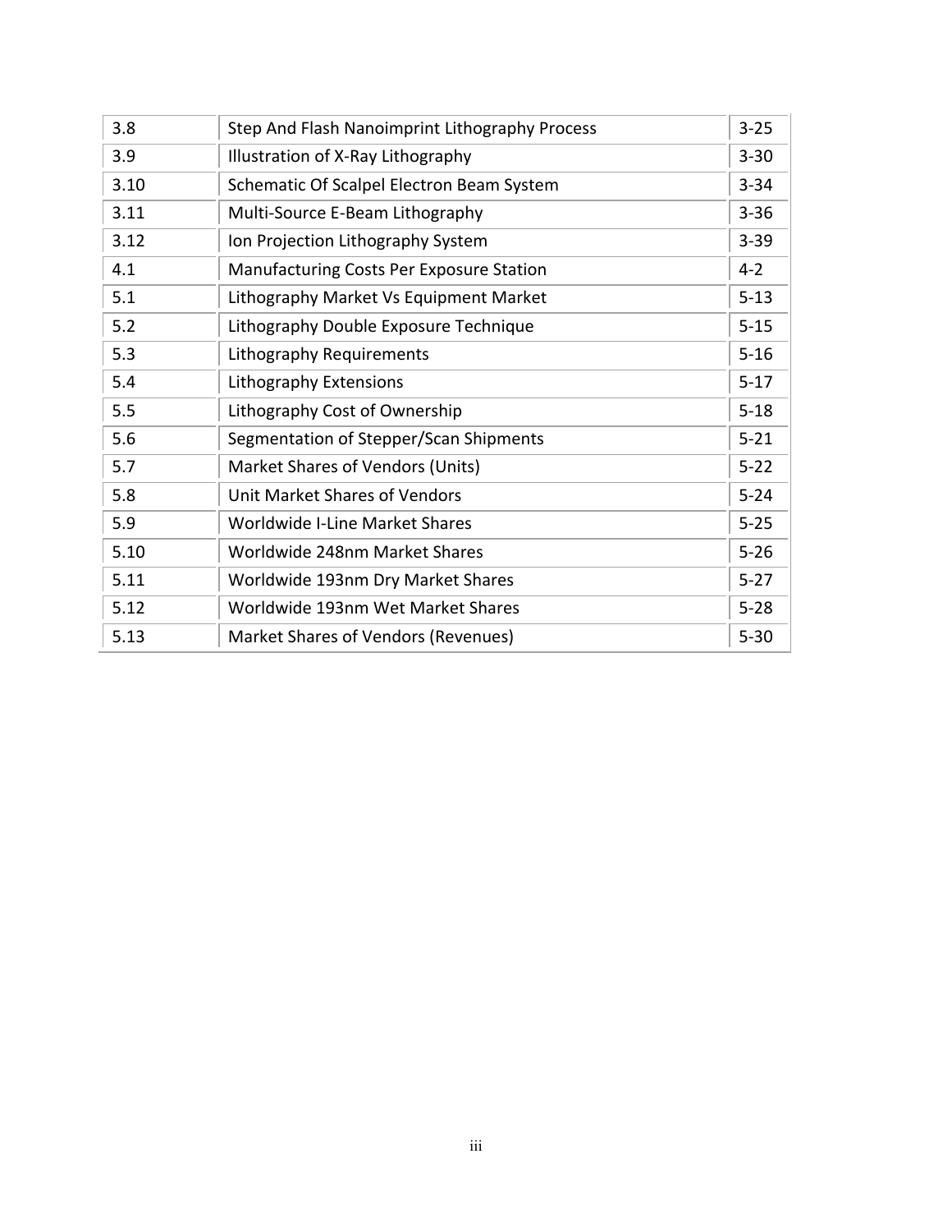| | | |
|---|---|---|
| 3.8 | Step And Flash Nanoimprint Lithography Process | 3-25 |
| 3.9 | Illustration of X-Ray Lithography | 3-30 |
| 3.10 | Schematic Of Scalpel Electron Beam System | 3-34 |
| 3.11 | Multi-Source E-Beam Lithography | 3-36 |
| 3.12 | Ion Projection Lithography System | 3-39 |
| 4.1 | Manufacturing Costs Per Exposure Station | 4-2 |
| 5.1 | Lithography Market Vs Equipment Market | 5-13 |
| 5.2 | Lithography Double Exposure Technique | 5-15 |
| 5.3 | Lithography Requirements | 5-16 |
| 5.4 | Lithography Extensions | 5-17 |
| 5.5 | Lithography Cost of Ownership | 5-18 |
| 5.6 | Segmentation of Stepper/Scan Shipments | 5-21 |
| 5.7 | Market Shares of Vendors (Units) | 5-22 |
| 5.8 | Unit Market Shares of Vendors | 5-24 |
| 5.9 | Worldwide I-Line Market Shares | 5-25 |
| 5.10 | Worldwide 248nm Market Shares | 5-26 |
| 5.11 | Worldwide 193nm Dry Market Shares | 5-27 |
| 5.12 | Worldwide 193nm Wet Market Shares | 5-28 |
| 5.13 | Market Shares of Vendors (Revenues) | 5-30 |